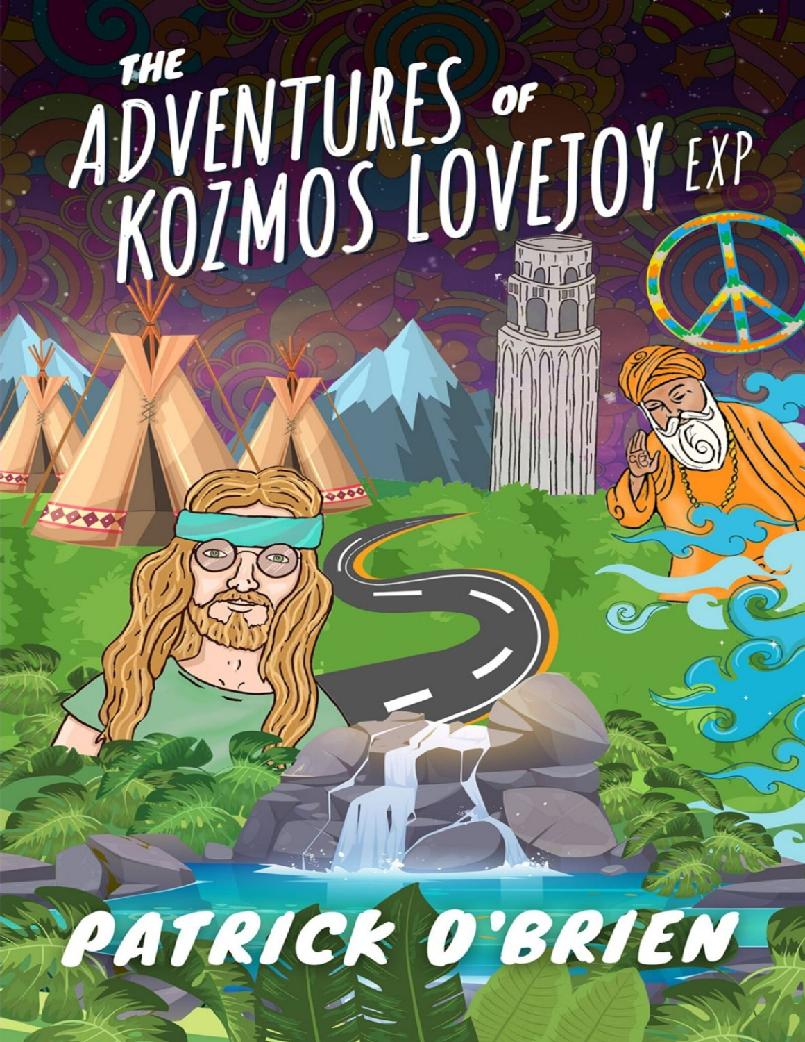# THE ADVENTURES OF KOZMOS LOVEJOY EXP

PATRICK O'BRIEN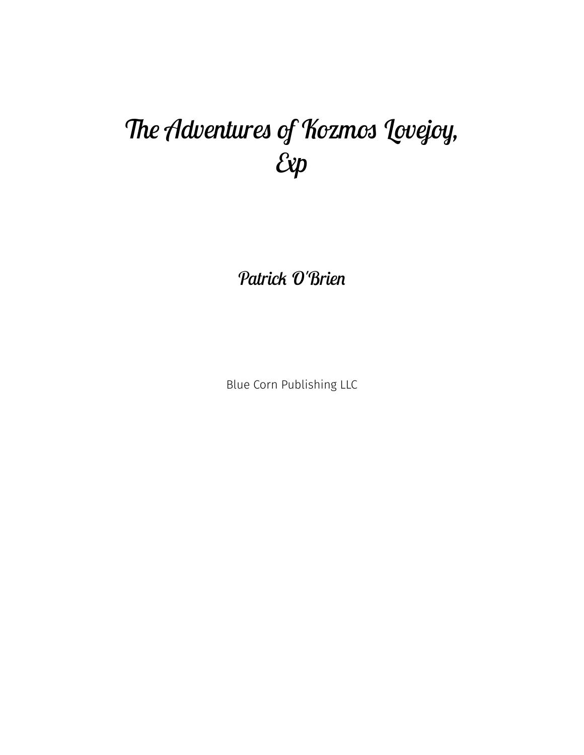# The Adventures of Kozmos Lovejoy, Exp

## Patrick O'Brien

Blue Corn Publishing LLC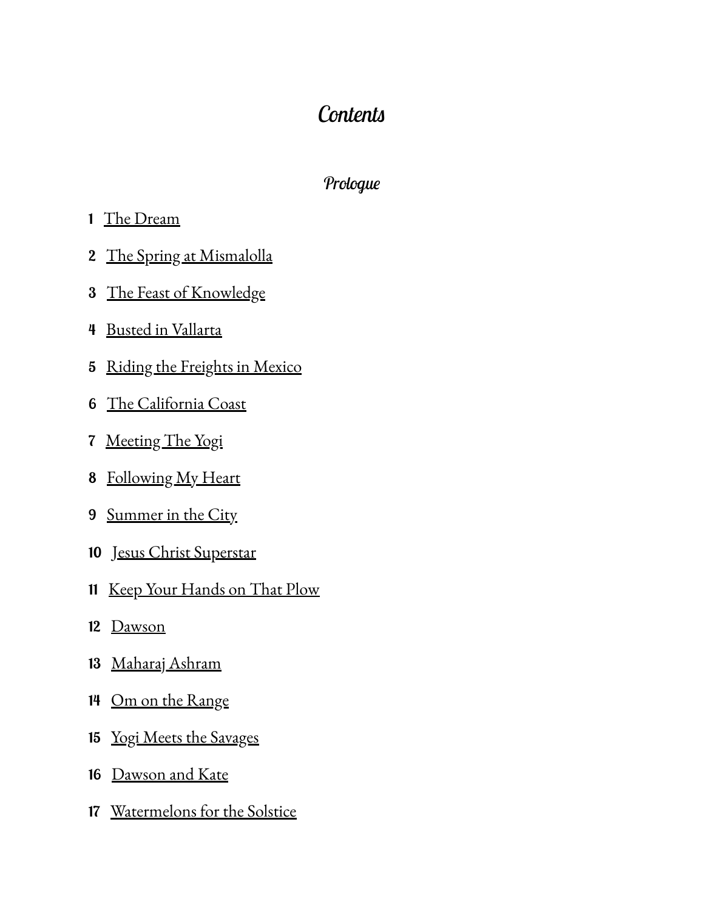# Contents

## Prologue

1 The Dream

2 The Spring at Mismalolla

3 The Feast of Knowledge

4 Busted in Vallarta

5 Riding the Freights in Mexico

6 The California Coast

7 Meeting The Yogi

8 Following My Heart

9 Summer in the City

10 Jesus Christ Superstar

11 Keep Your Hands on That Plow

12 Dawson

13 Maharaj Ashram

14 Om on the Range

15 Yogi Meets the Savages

16 Dawson and Kate

17 Watermelons for the Solstice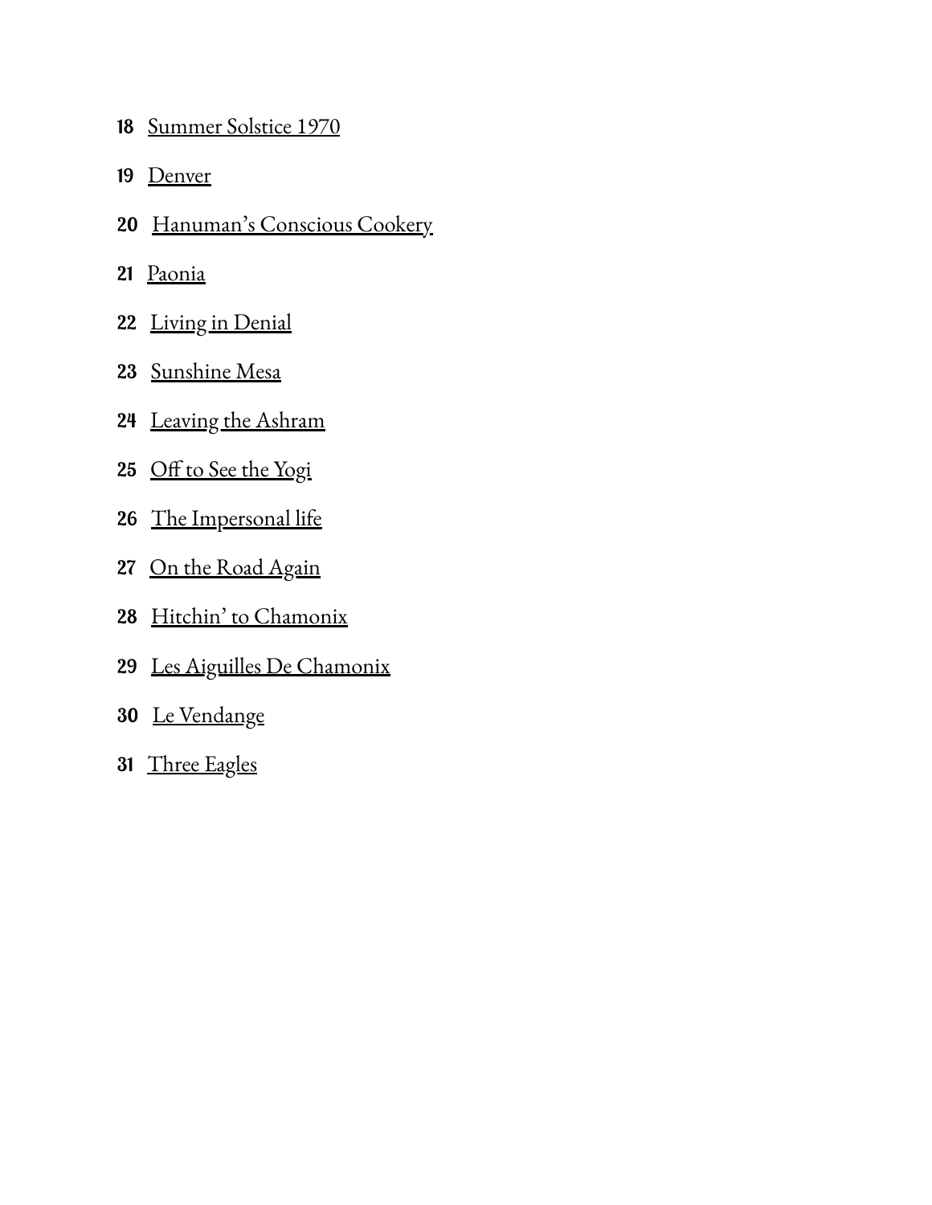18 Summer Solstice 1970

19 Denver

20 Hanuman's Conscious Cookery

21 Paonia

22 Living in Denial

23 Sunshine Mesa

24 Leaving the Ashram

25 Off to See the Yogi

26 The Impersonal life

27 On the Road Again

28 Hitchin' to Chamonix

29 Les Aiguilles De Chamonix

30 Le Vendange

31 Three Eagles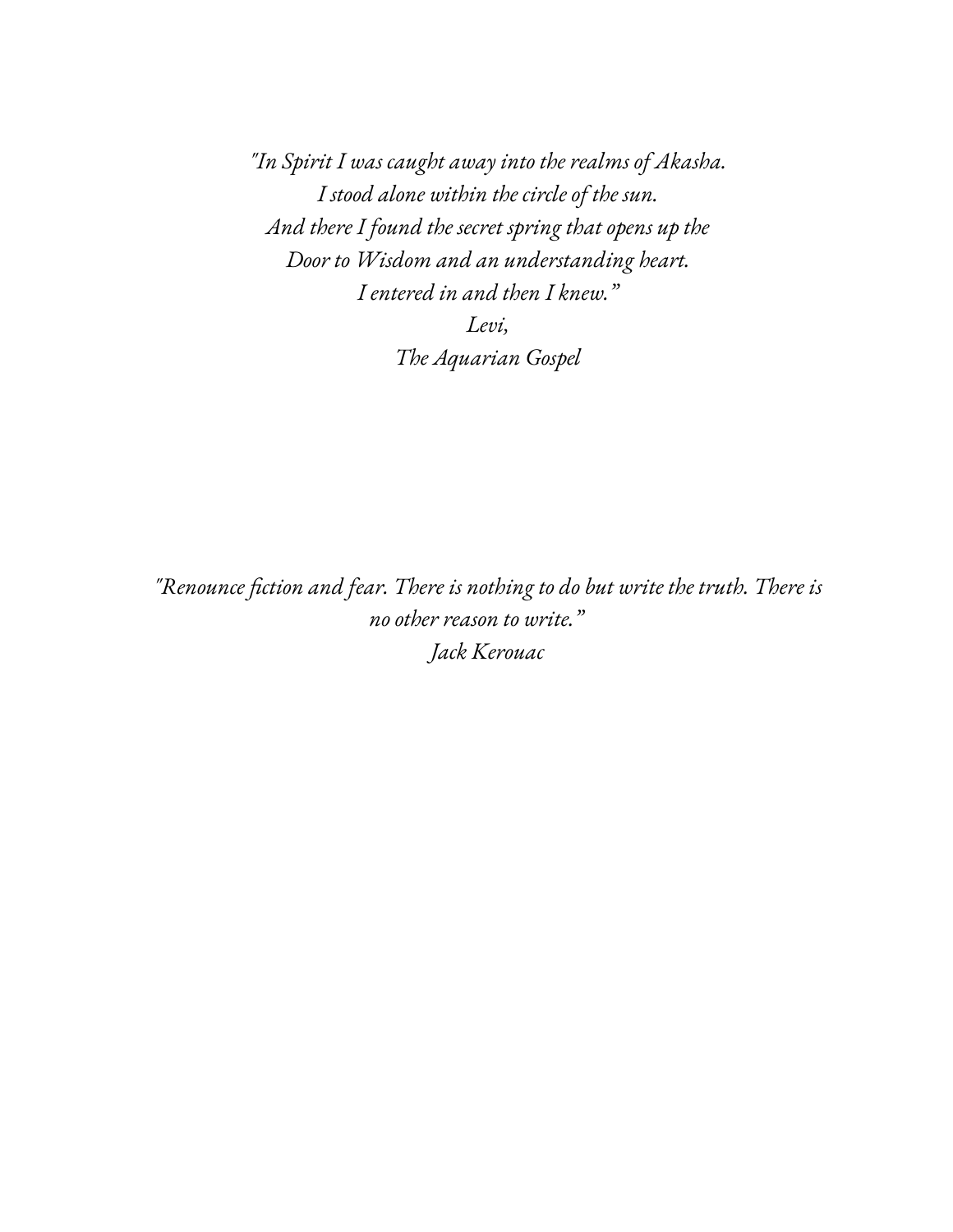*"In Spirit I was caught away into the realms of Akasha.*
*I stood alone within the circle of the sun.*
*And there I found the secret spring that opens up the*
*Door to Wisdom and an understanding heart.*
*I entered in and then I knew."*
*Levi,*
*The Aquarian Gospel*

*"Renounce fiction and fear. There is nothing to do but write the truth. There is no other reason to write."*
*Jack Kerouac*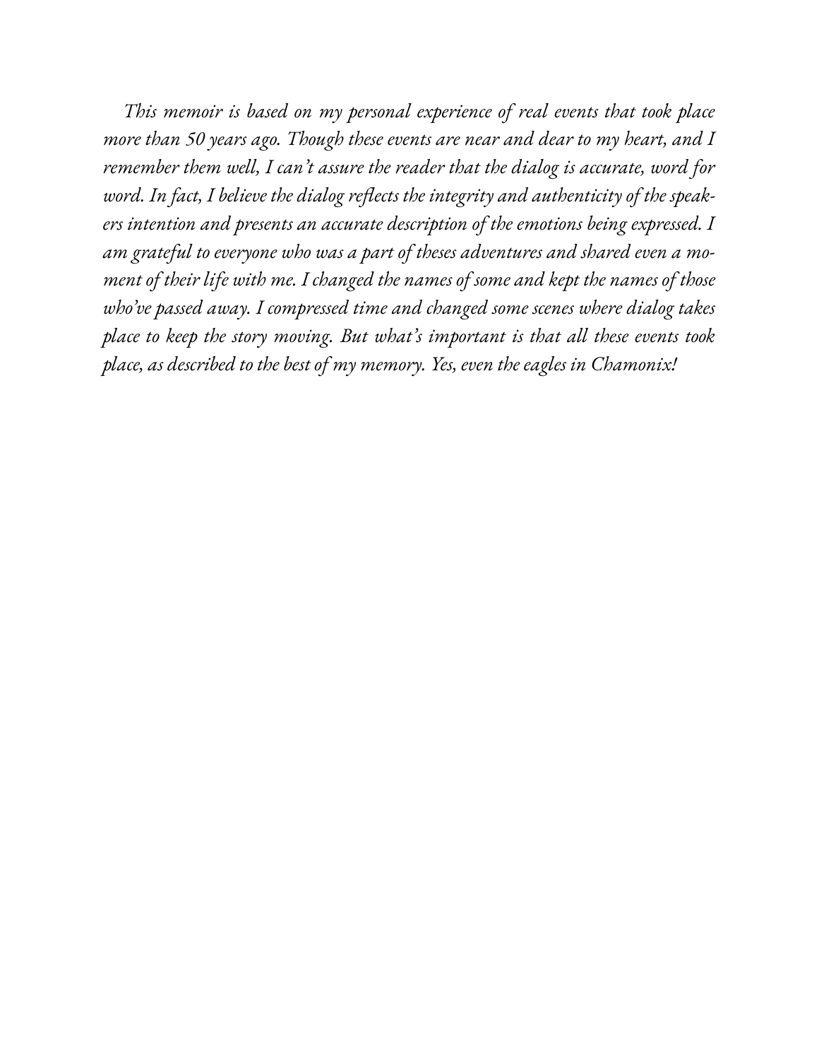*This memoir is based on my personal experience of real events that took place more than 50 years ago. Though these events are near and dear to my heart, and I remember them well, I can't assure the reader that the dialog is accurate, word for word. In fact, I believe the dialog reflects the integrity and authenticity of the speakers intention and presents an accurate description of the emotions being expressed. I am grateful to everyone who was a part of theses adventures and shared even a moment of their life with me. I changed the names of some and kept the names of those who've passed away. I compressed time and changed some scenes where dialog takes place to keep the story moving. But what's important is that all these events took place, as described to the best of my memory. Yes, even the eagles in Chamonix!*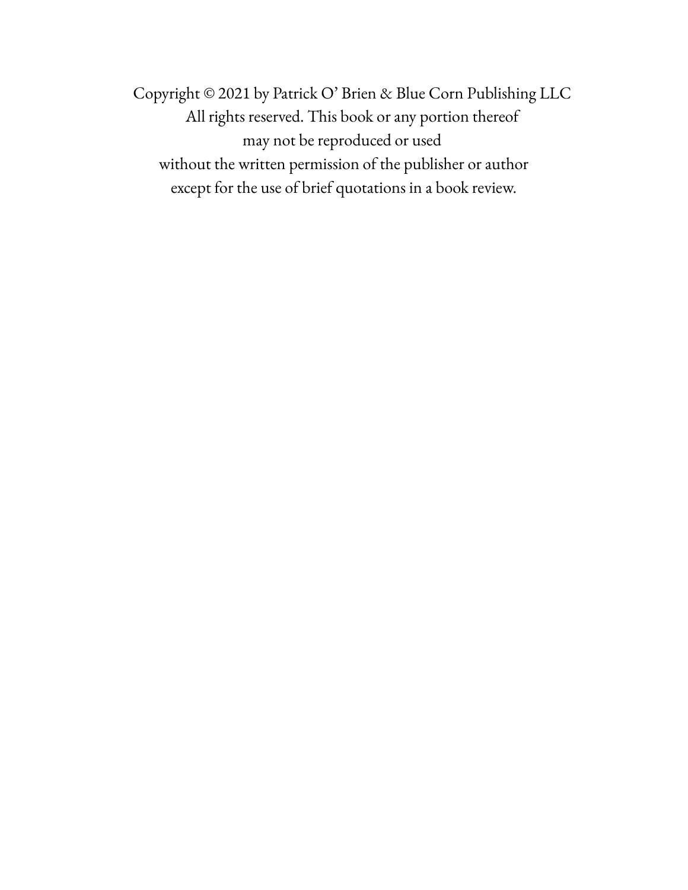Copyright © 2021 by Patrick O' Brien & Blue Corn Publishing LLC
All rights reserved. This book or any portion thereof
may not be reproduced or used
without the written permission of the publisher or author
except for the use of brief quotations in a book review.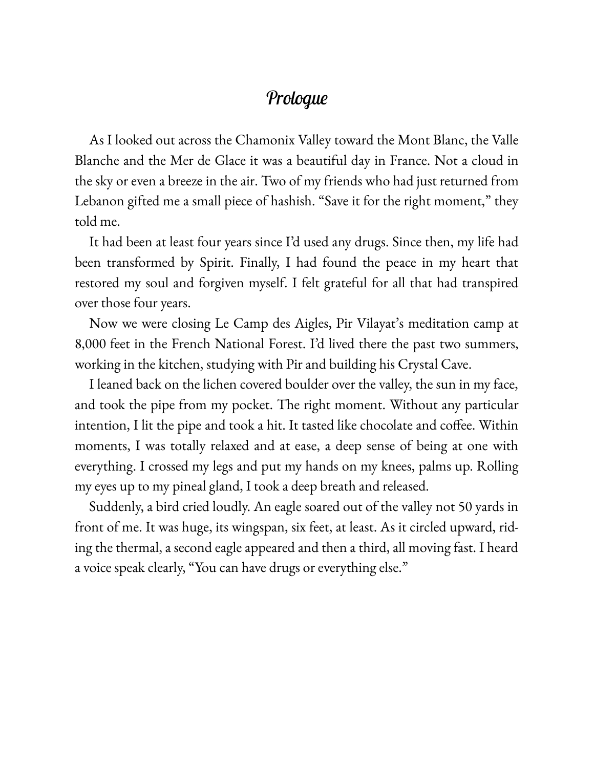# Prologue

As I looked out across the Chamonix Valley toward the Mont Blanc, the Valle Blanche and the Mer de Glace it was a beautiful day in France. Not a cloud in the sky or even a breeze in the air. Two of my friends who had just returned from Lebanon gifted me a small piece of hashish. "Save it for the right moment," they told me.

It had been at least four years since I'd used any drugs. Since then, my life had been transformed by Spirit. Finally, I had found the peace in my heart that restored my soul and forgiven myself. I felt grateful for all that had transpired over those four years.

Now we were closing Le Camp des Aigles, Pir Vilayat's meditation camp at 8,000 feet in the French National Forest. I'd lived there the past two summers, working in the kitchen, studying with Pir and building his Crystal Cave.

I leaned back on the lichen covered boulder over the valley, the sun in my face, and took the pipe from my pocket. The right moment. Without any particular intention, I lit the pipe and took a hit. It tasted like chocolate and coffee. Within moments, I was totally relaxed and at ease, a deep sense of being at one with everything. I crossed my legs and put my hands on my knees, palms up. Rolling my eyes up to my pineal gland, I took a deep breath and released.

Suddenly, a bird cried loudly. An eagle soared out of the valley not 50 yards in front of me. It was huge, its wingspan, six feet, at least. As it circled upward, riding the thermal, a second eagle appeared and then a third, all moving fast. I heard a voice speak clearly, "You can have drugs or everything else."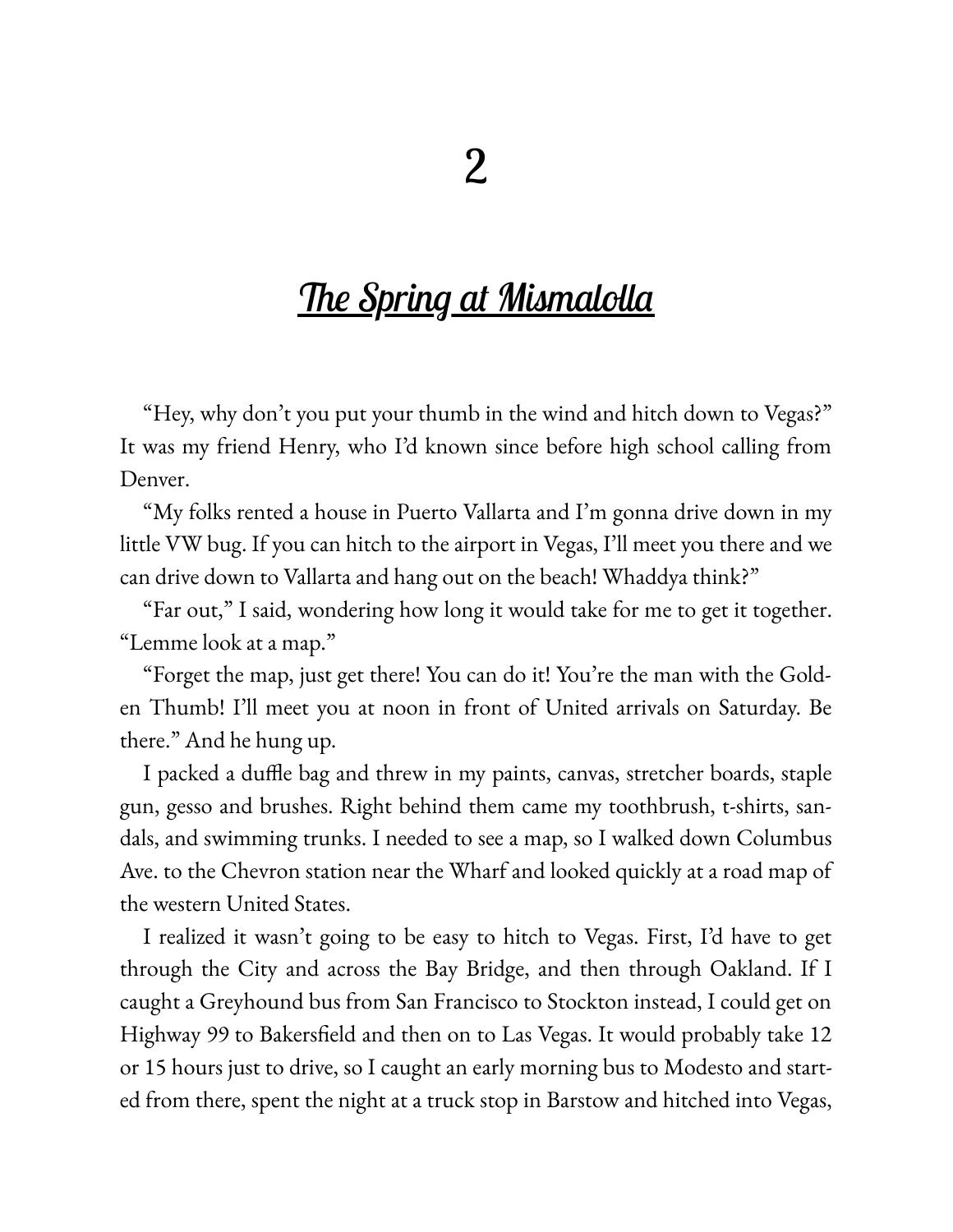# 2

## The Spring at Mismalolla

"Hey, why don't you put your thumb in the wind and hitch down to Vegas?" It was my friend Henry, who I'd known since before high school calling from Denver.

"My folks rented a house in Puerto Vallarta and I'm gonna drive down in my little VW bug. If you can hitch to the airport in Vegas, I'll meet you there and we can drive down to Vallarta and hang out on the beach! Whaddya think?"

"Far out," I said, wondering how long it would take for me to get it together. "Lemme look at a map."

"Forget the map, just get there! You can do it! You're the man with the Golden Thumb! I'll meet you at noon in front of United arrivals on Saturday. Be there." And he hung up.

I packed a duffle bag and threw in my paints, canvas, stretcher boards, staple gun, gesso and brushes. Right behind them came my toothbrush, t-shirts, sandals, and swimming trunks. I needed to see a map, so I walked down Columbus Ave. to the Chevron station near the Wharf and looked quickly at a road map of the western United States.

I realized it wasn't going to be easy to hitch to Vegas. First, I'd have to get through the City and across the Bay Bridge, and then through Oakland. If I caught a Greyhound bus from San Francisco to Stockton instead, I could get on Highway 99 to Bakersfield and then on to Las Vegas. It would probably take 12 or 15 hours just to drive, so I caught an early morning bus to Modesto and started from there, spent the night at a truck stop in Barstow and hitched into Vegas,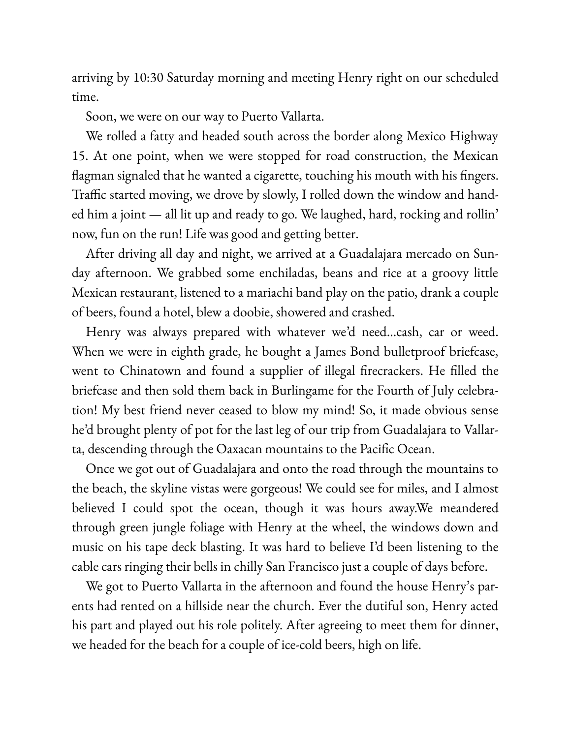arriving by 10:30 Saturday morning and meeting Henry right on our scheduled time.

Soon, we were on our way to Puerto Vallarta.

We rolled a fatty and headed south across the border along Mexico Highway 15. At one point, when we were stopped for road construction, the Mexican flagman signaled that he wanted a cigarette, touching his mouth with his fingers. Traffic started moving, we drove by slowly, I rolled down the window and handed him a joint — all lit up and ready to go. We laughed, hard, rocking and rollin' now, fun on the run! Life was good and getting better.

After driving all day and night, we arrived at a Guadalajara mercado on Sunday afternoon. We grabbed some enchiladas, beans and rice at a groovy little Mexican restaurant, listened to a mariachi band play on the patio, drank a couple of beers, found a hotel, blew a doobie, showered and crashed.

Henry was always prepared with whatever we'd need…cash, car or weed. When we were in eighth grade, he bought a James Bond bulletproof briefcase, went to Chinatown and found a supplier of illegal firecrackers. He filled the briefcase and then sold them back in Burlingame for the Fourth of July celebration! My best friend never ceased to blow my mind! So, it made obvious sense he'd brought plenty of pot for the last leg of our trip from Guadalajara to Vallarta, descending through the Oaxacan mountains to the Pacific Ocean.

Once we got out of Guadalajara and onto the road through the mountains to the beach, the skyline vistas were gorgeous! We could see for miles, and I almost believed I could spot the ocean, though it was hours away.We meandered through green jungle foliage with Henry at the wheel, the windows down and music on his tape deck blasting. It was hard to believe I'd been listening to the cable cars ringing their bells in chilly San Francisco just a couple of days before.

We got to Puerto Vallarta in the afternoon and found the house Henry's parents had rented on a hillside near the church. Ever the dutiful son, Henry acted his part and played out his role politely. After agreeing to meet them for dinner, we headed for the beach for a couple of ice-cold beers, high on life.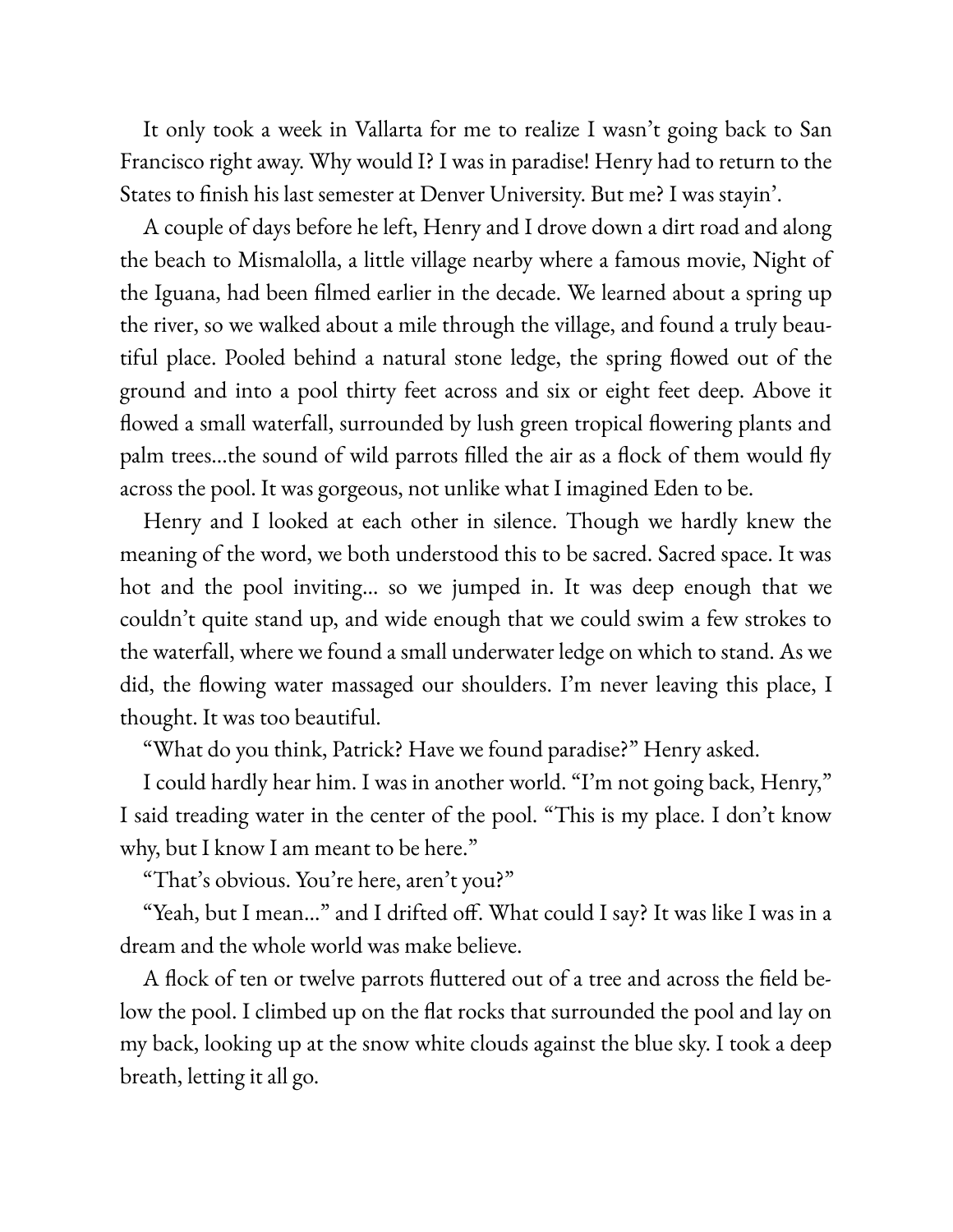It only took a week in Vallarta for me to realize I wasn't going back to San Francisco right away. Why would I? I was in paradise! Henry had to return to the States to finish his last semester at Denver University. But me? I was stayin'.

A couple of days before he left, Henry and I drove down a dirt road and along the beach to Mismalolla, a little village nearby where a famous movie, Night of the Iguana, had been filmed earlier in the decade. We learned about a spring up the river, so we walked about a mile through the village, and found a truly beautiful place. Pooled behind a natural stone ledge, the spring flowed out of the ground and into a pool thirty feet across and six or eight feet deep. Above it flowed a small waterfall, surrounded by lush green tropical flowering plants and palm trees...the sound of wild parrots filled the air as a flock of them would fly across the pool. It was gorgeous, not unlike what I imagined Eden to be.

Henry and I looked at each other in silence. Though we hardly knew the meaning of the word, we both understood this to be sacred. Sacred space. It was hot and the pool inviting... so we jumped in. It was deep enough that we couldn't quite stand up, and wide enough that we could swim a few strokes to the waterfall, where we found a small underwater ledge on which to stand. As we did, the flowing water massaged our shoulders. I'm never leaving this place, I thought. It was too beautiful.

"What do you think, Patrick? Have we found paradise?" Henry asked.

I could hardly hear him. I was in another world. "I'm not going back, Henry," I said treading water in the center of the pool. "This is my place. I don't know why, but I know I am meant to be here."

"That's obvious. You're here, aren't you?"

"Yeah, but I mean..." and I drifted off. What could I say? It was like I was in a dream and the whole world was make believe.

A flock of ten or twelve parrots fluttered out of a tree and across the field below the pool. I climbed up on the flat rocks that surrounded the pool and lay on my back, looking up at the snow white clouds against the blue sky. I took a deep breath, letting it all go.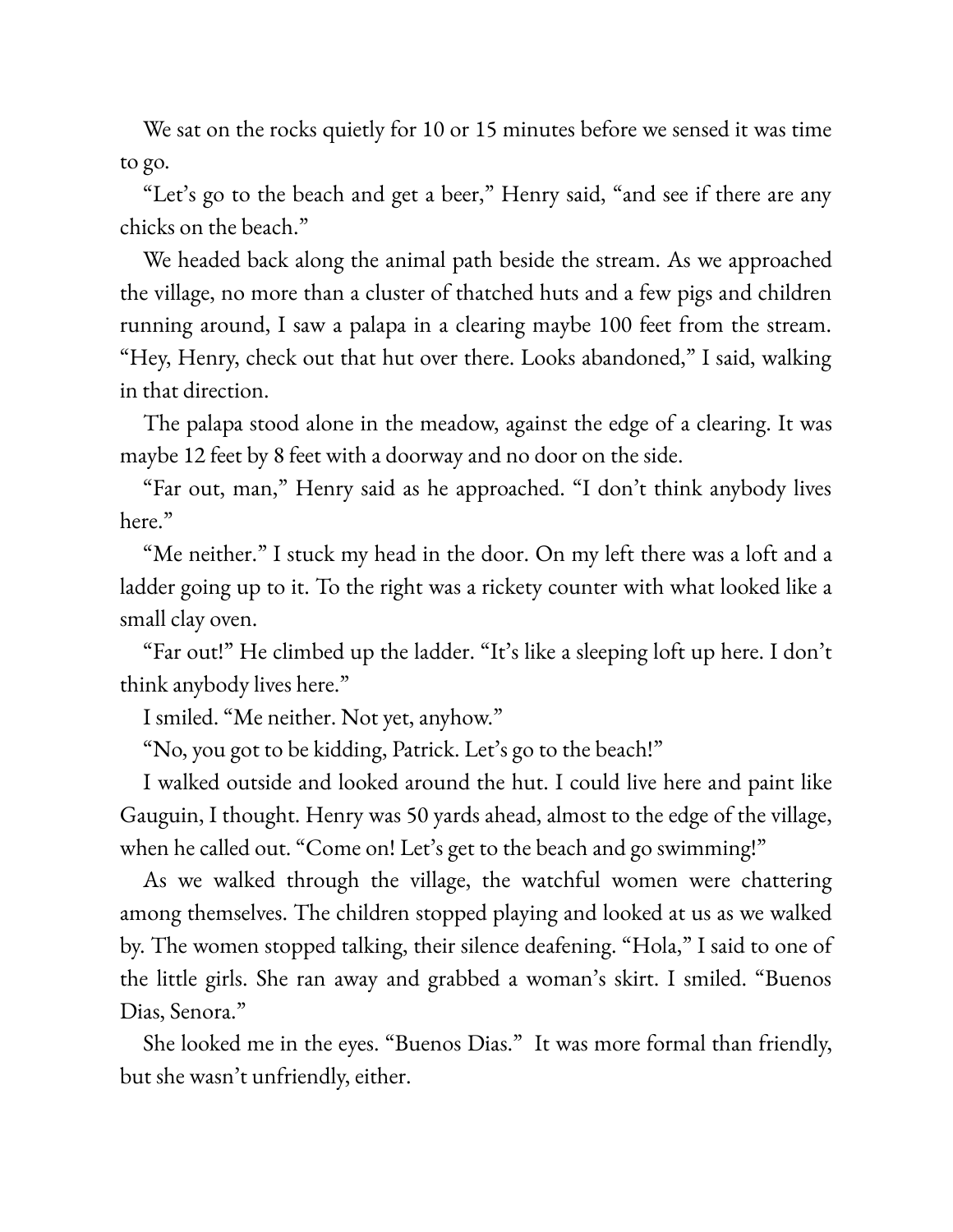We sat on the rocks quietly for 10 or 15 minutes before we sensed it was time to go.

"Let's go to the beach and get a beer," Henry said, "and see if there are any chicks on the beach."

We headed back along the animal path beside the stream. As we approached the village, no more than a cluster of thatched huts and a few pigs and children running around, I saw a palapa in a clearing maybe 100 feet from the stream. "Hey, Henry, check out that hut over there. Looks abandoned," I said, walking in that direction.

The palapa stood alone in the meadow, against the edge of a clearing. It was maybe 12 feet by 8 feet with a doorway and no door on the side.

"Far out, man," Henry said as he approached. "I don't think anybody lives here."

"Me neither." I stuck my head in the door. On my left there was a loft and a ladder going up to it. To the right was a rickety counter with what looked like a small clay oven.

"Far out!" He climbed up the ladder. "It's like a sleeping loft up here. I don't think anybody lives here."

I smiled. "Me neither. Not yet, anyhow."

"No, you got to be kidding, Patrick. Let's go to the beach!"

I walked outside and looked around the hut. I could live here and paint like Gauguin, I thought. Henry was 50 yards ahead, almost to the edge of the village, when he called out. "Come on! Let's get to the beach and go swimming!"

As we walked through the village, the watchful women were chattering among themselves. The children stopped playing and looked at us as we walked by. The women stopped talking, their silence deafening. "Hola," I said to one of the little girls. She ran away and grabbed a woman's skirt. I smiled. "Buenos Dias, Senora."

She looked me in the eyes. "Buenos Dias." It was more formal than friendly, but she wasn't unfriendly, either.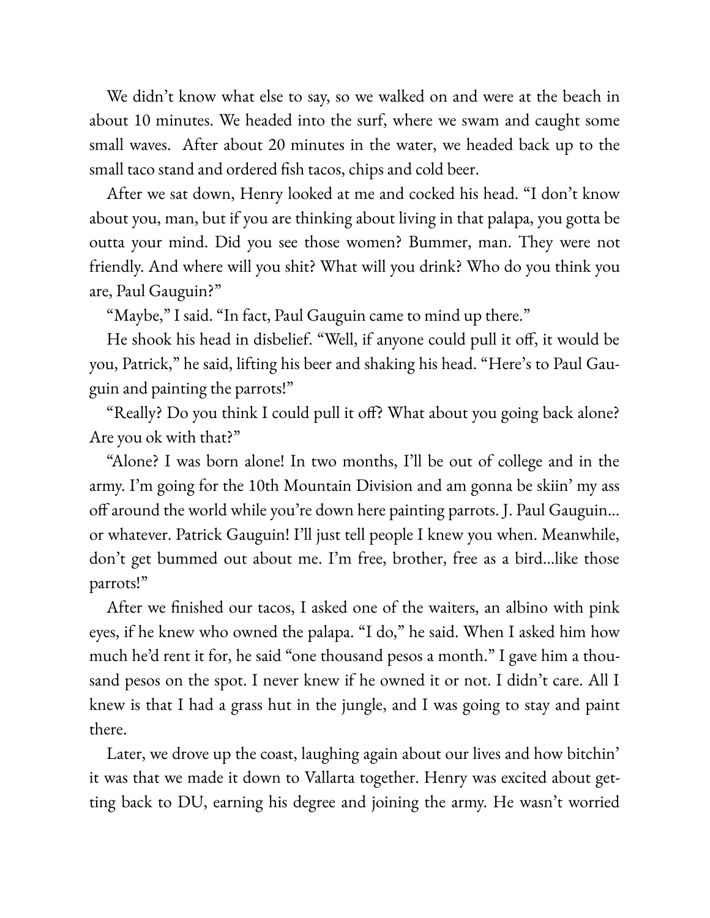We didn't know what else to say, so we walked on and were at the beach in about 10 minutes. We headed into the surf, where we swam and caught some small waves. After about 20 minutes in the water, we headed back up to the small taco stand and ordered fish tacos, chips and cold beer.

After we sat down, Henry looked at me and cocked his head. "I don't know about you, man, but if you are thinking about living in that palapa, you gotta be outta your mind. Did you see those women? Bummer, man. They were not friendly. And where will you shit? What will you drink? Who do you think you are, Paul Gauguin?"

"Maybe," I said. "In fact, Paul Gauguin came to mind up there."

He shook his head in disbelief. "Well, if anyone could pull it off, it would be you, Patrick," he said, lifting his beer and shaking his head. "Here's to Paul Gauguin and painting the parrots!"

"Really? Do you think I could pull it off? What about you going back alone? Are you ok with that?"

"Alone? I was born alone! In two months, I'll be out of college and in the army. I'm going for the 10th Mountain Division and am gonna be skiin' my ass off around the world while you're down here painting parrots. J. Paul Gauguin... or whatever. Patrick Gauguin! I'll just tell people I knew you when. Meanwhile, don't get bummed out about me. I'm free, brother, free as a bird...like those parrots!"

After we finished our tacos, I asked one of the waiters, an albino with pink eyes, if he knew who owned the palapa. "I do," he said. When I asked him how much he'd rent it for, he said "one thousand pesos a month." I gave him a thousand pesos on the spot. I never knew if he owned it or not. I didn't care. All I knew is that I had a grass hut in the jungle, and I was going to stay and paint there.

Later, we drove up the coast, laughing again about our lives and how bitchin' it was that we made it down to Vallarta together. Henry was excited about getting back to DU, earning his degree and joining the army. He wasn't worried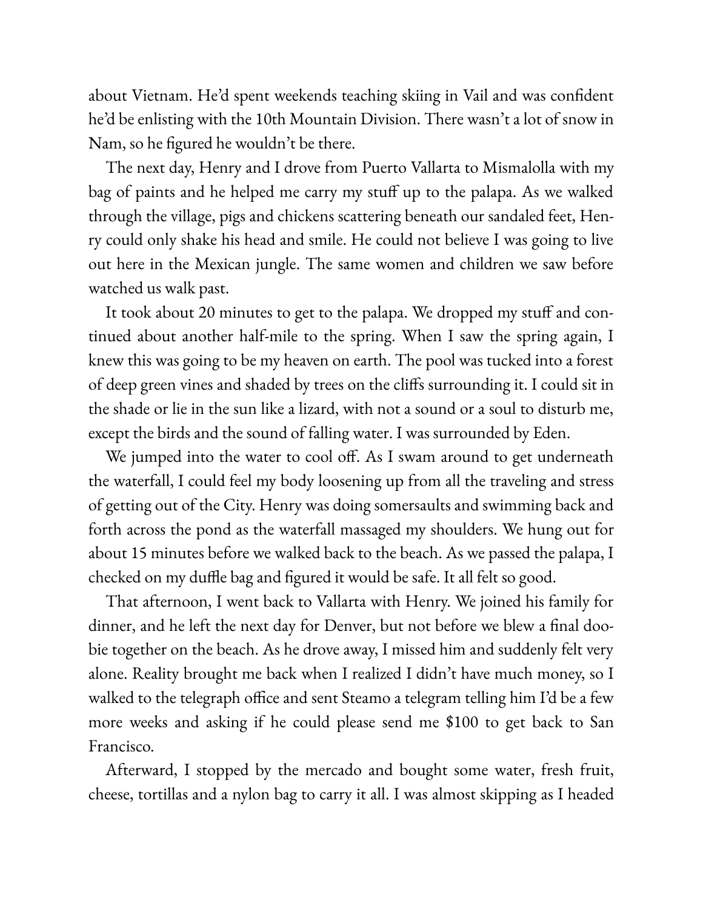about Vietnam. He'd spent weekends teaching skiing in Vail and was confident he'd be enlisting with the 10th Mountain Division. There wasn't a lot of snow in Nam, so he figured he wouldn't be there.

The next day, Henry and I drove from Puerto Vallarta to Mismalolla with my bag of paints and he helped me carry my stuff up to the palapa. As we walked through the village, pigs and chickens scattering beneath our sandaled feet, Henry could only shake his head and smile. He could not believe I was going to live out here in the Mexican jungle. The same women and children we saw before watched us walk past.

It took about 20 minutes to get to the palapa. We dropped my stuff and continued about another half-mile to the spring. When I saw the spring again, I knew this was going to be my heaven on earth. The pool was tucked into a forest of deep green vines and shaded by trees on the cliffs surrounding it. I could sit in the shade or lie in the sun like a lizard, with not a sound or a soul to disturb me, except the birds and the sound of falling water. I was surrounded by Eden.

We jumped into the water to cool off. As I swam around to get underneath the waterfall, I could feel my body loosening up from all the traveling and stress of getting out of the City. Henry was doing somersaults and swimming back and forth across the pond as the waterfall massaged my shoulders. We hung out for about 15 minutes before we walked back to the beach. As we passed the palapa, I checked on my duffle bag and figured it would be safe. It all felt so good.

That afternoon, I went back to Vallarta with Henry. We joined his family for dinner, and he left the next day for Denver, but not before we blew a final doobie together on the beach. As he drove away, I missed him and suddenly felt very alone. Reality brought me back when I realized I didn't have much money, so I walked to the telegraph office and sent Steamo a telegram telling him I'd be a few more weeks and asking if he could please send me $100 to get back to San Francisco.

Afterward, I stopped by the mercado and bought some water, fresh fruit, cheese, tortillas and a nylon bag to carry it all. I was almost skipping as I headed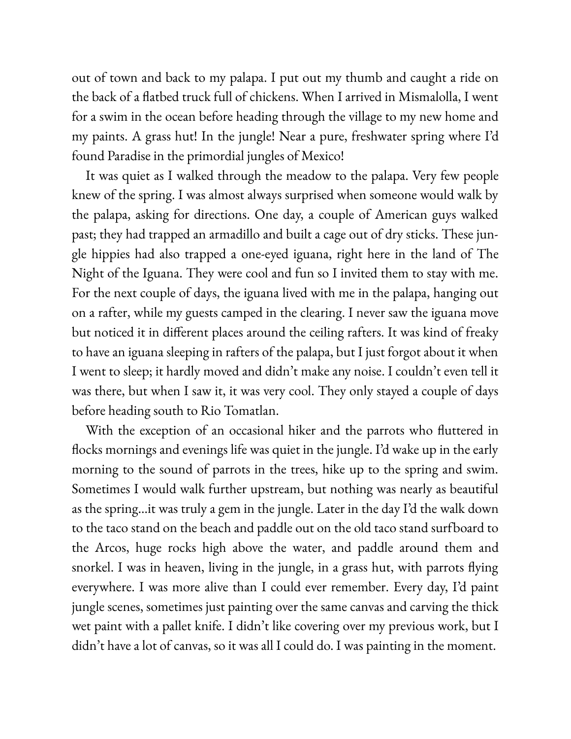out of town and back to my palapa. I put out my thumb and caught a ride on the back of a flatbed truck full of chickens. When I arrived in Mismalolla, I went for a swim in the ocean before heading through the village to my new home and my paints. A grass hut! In the jungle! Near a pure, freshwater spring where I'd found Paradise in the primordial jungles of Mexico!

It was quiet as I walked through the meadow to the palapa. Very few people knew of the spring. I was almost always surprised when someone would walk by the palapa, asking for directions. One day, a couple of American guys walked past; they had trapped an armadillo and built a cage out of dry sticks. These jungle hippies had also trapped a one-eyed iguana, right here in the land of The Night of the Iguana. They were cool and fun so I invited them to stay with me. For the next couple of days, the iguana lived with me in the palapa, hanging out on a rafter, while my guests camped in the clearing. I never saw the iguana move but noticed it in different places around the ceiling rafters. It was kind of freaky to have an iguana sleeping in rafters of the palapa, but I just forgot about it when I went to sleep; it hardly moved and didn't make any noise. I couldn't even tell it was there, but when I saw it, it was very cool. They only stayed a couple of days before heading south to Rio Tomatlan.

With the exception of an occasional hiker and the parrots who fluttered in flocks mornings and evenings life was quiet in the jungle. I'd wake up in the early morning to the sound of parrots in the trees, hike up to the spring and swim. Sometimes I would walk further upstream, but nothing was nearly as beautiful as the spring...it was truly a gem in the jungle. Later in the day I'd the walk down to the taco stand on the beach and paddle out on the old taco stand surfboard to the Arcos, huge rocks high above the water, and paddle around them and snorkel. I was in heaven, living in the jungle, in a grass hut, with parrots flying everywhere. I was more alive than I could ever remember. Every day, I'd paint jungle scenes, sometimes just painting over the same canvas and carving the thick wet paint with a pallet knife. I didn't like covering over my previous work, but I didn't have a lot of canvas, so it was all I could do. I was painting in the moment.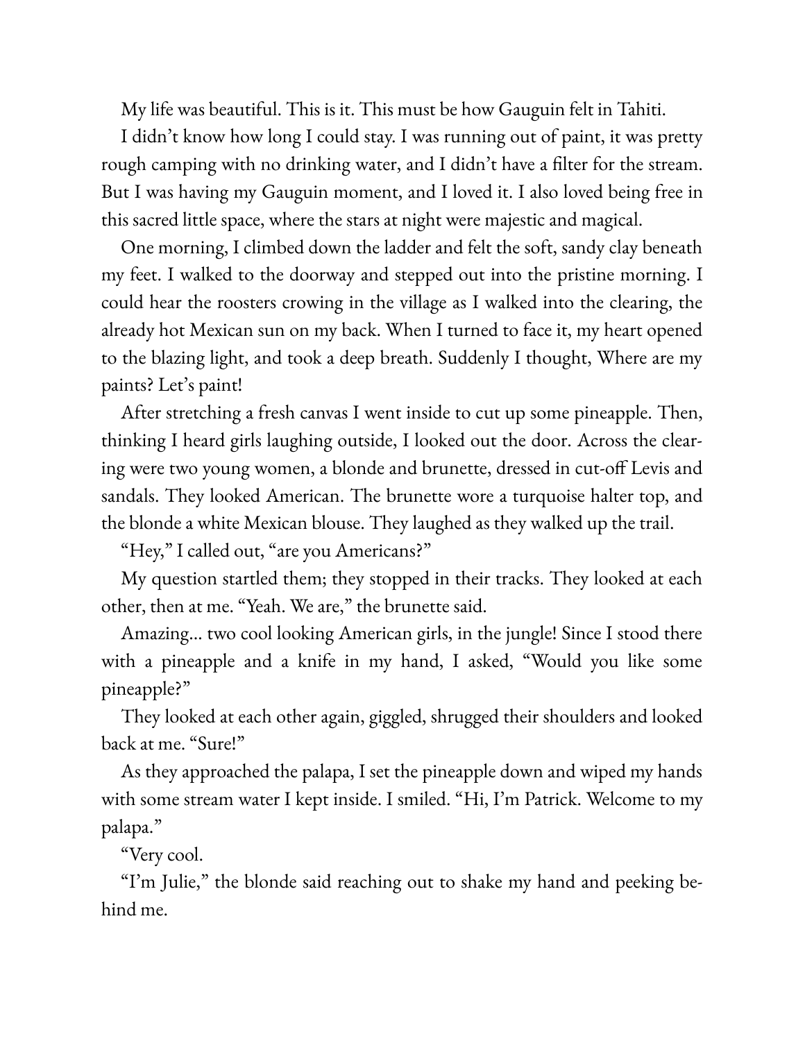My life was beautiful. This is it. This must be how Gauguin felt in Tahiti.

I didn't know how long I could stay. I was running out of paint, it was pretty rough camping with no drinking water, and I didn't have a filter for the stream. But I was having my Gauguin moment, and I loved it. I also loved being free in this sacred little space, where the stars at night were majestic and magical.

One morning, I climbed down the ladder and felt the soft, sandy clay beneath my feet. I walked to the doorway and stepped out into the pristine morning. I could hear the roosters crowing in the village as I walked into the clearing, the already hot Mexican sun on my back. When I turned to face it, my heart opened to the blazing light, and took a deep breath. Suddenly I thought, Where are my paints? Let's paint!

After stretching a fresh canvas I went inside to cut up some pineapple. Then, thinking I heard girls laughing outside, I looked out the door. Across the clearing were two young women, a blonde and brunette, dressed in cut-off Levis and sandals. They looked American. The brunette wore a turquoise halter top, and the blonde a white Mexican blouse. They laughed as they walked up the trail.

"Hey," I called out, "are you Americans?"

My question startled them; they stopped in their tracks. They looked at each other, then at me. "Yeah. We are," the brunette said.

Amazing... two cool looking American girls, in the jungle! Since I stood there with a pineapple and a knife in my hand, I asked, "Would you like some pineapple?"

They looked at each other again, giggled, shrugged their shoulders and looked back at me. "Sure!"

As they approached the palapa, I set the pineapple down and wiped my hands with some stream water I kept inside. I smiled. "Hi, I'm Patrick. Welcome to my palapa."

"Very cool.

"I'm Julie," the blonde said reaching out to shake my hand and peeking behind me.